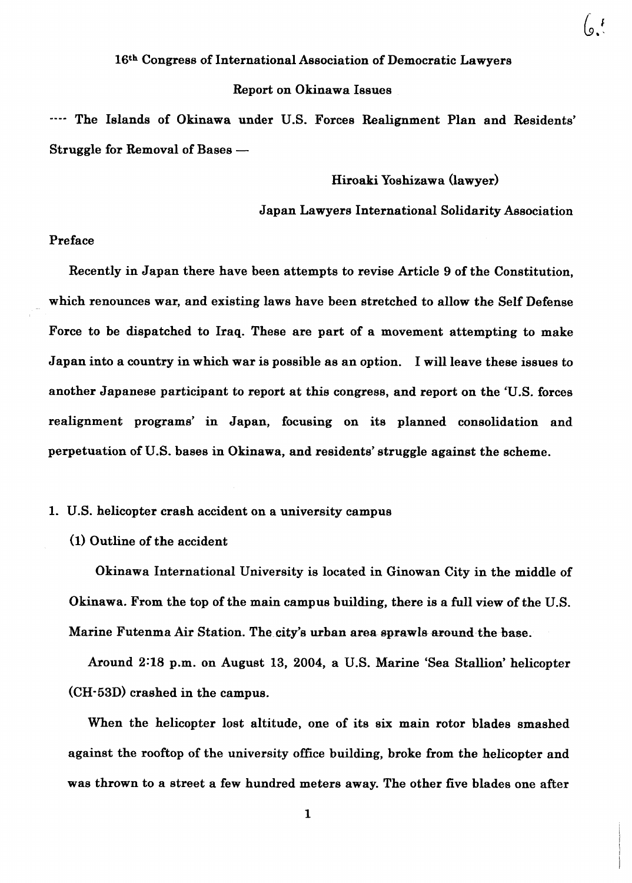16th Congress of International Association of Democratic Lawyers

Report on Okinawa Issues

---- The Islands of Okinawa under U.S. Forces Realignment Plan and Residents' Struggle for Removal of Bases —

Hiroaki Yoshizawa (lawyer)

Japan Lawyers International Solidarity Association

## Preface

Recently in Japan there have been attempts to revise Article 9 of the Constitution, which renounces war, and existing laws have been stretched to allow the Self Defense Force to be dispatched to Iraq. These are part of a movement attempting to make Japan into a country in which war is possible as an option. I will leave these issues to another Japanese participant to report at this congress, and report on the 'U.S. forces realignment programs' in Japan, focusing on its planned consolidation and perpetuation of U.S. bases in Okinawa, and residents' struggle against the scheme.

## 1. U.S. helicopter crash accident on a university campus

### (1) Outline of the accident

Okinawa International University is located in Ginowan City in the middle of Okinawa. From the top of the main campus building, there is a full view of the U.S. Marine Futenma Air Station. The city's urban area sprawls around the base.

Around 2:18 p.m. on August 13, 2004, a U.S. Marine 'Sea Stallion' helicopter (CH-53D) crashed in the campus.

When the helicopter lost altitude, one of its six main rotor blades smashed against the rooftop of the university office building, broke from the helicopter and was thrown to a street a few hundred meters away. The other five blades one after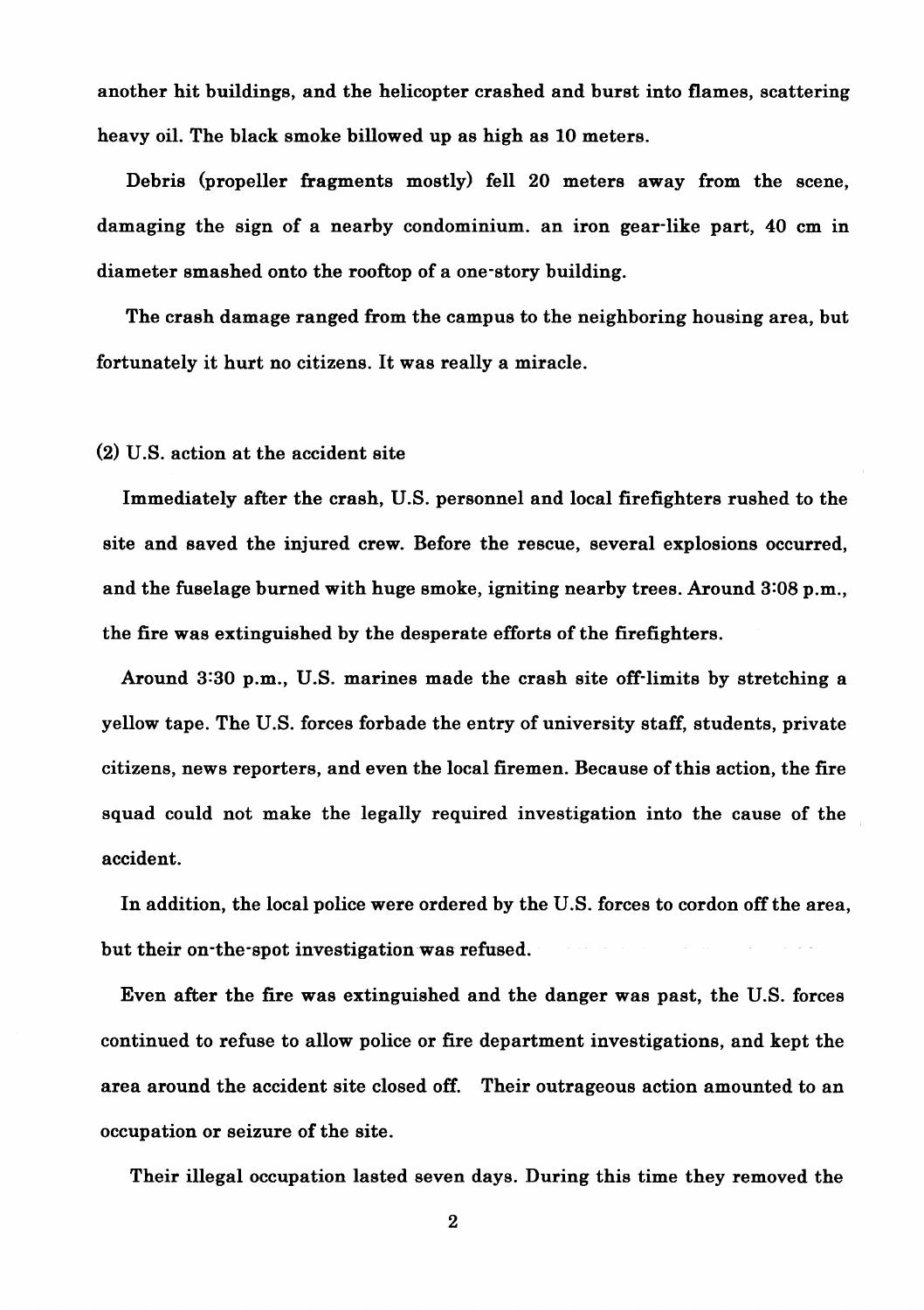another hit buildings, and the helicopter crashed and burst into flames, scattering heavy oil. The black smoke billowed up as high as 10 meters.

Debris (propeller fragments mostly) fell 20 meters away from the scene, damaging the sign of a nearby condominium. an iron gear-like part, 40 cm in diameter smashed onto the rooftop of a one-story building.

The crash damage ranged from the campus to the neighboring housing area, but fortunately it hurt no citizens. It was really a miracle.

(2) U.S. action at the accident site

Immediately after the crash, U.S. personnel and local firefighters rushed to the site and saved the injured crew. Before the rescue, several explosions occurred, and the fuselage burned with huge smoke, igniting nearby trees. Around 3:08 p.m., the fire was extinguished by the desperate efforts of the firefighters.

Around 3:30 p.m., U.S. marines made the crash site off-limits by stretching a yellow tape. The U.S. forces forbade the entry of university staff, students, private citizens, news reporters, and even the local firemen. Because of this action, the fire squad could not make the legally required investigation into the cause of the accident.

In addition, the local police were ordered by the U.S. forces to cordon off the area, but their on-the-spot investigation was refused.

Even after the fire was extinguished and the danger was past, the U.S. forces continued to refuse to allow police or fire department investigations, and kept the area around the accident site closed off. Their outrageous action amounted to an occupation or seizure of the site.

Their illegal occupation lasted seven days. During this time they removed the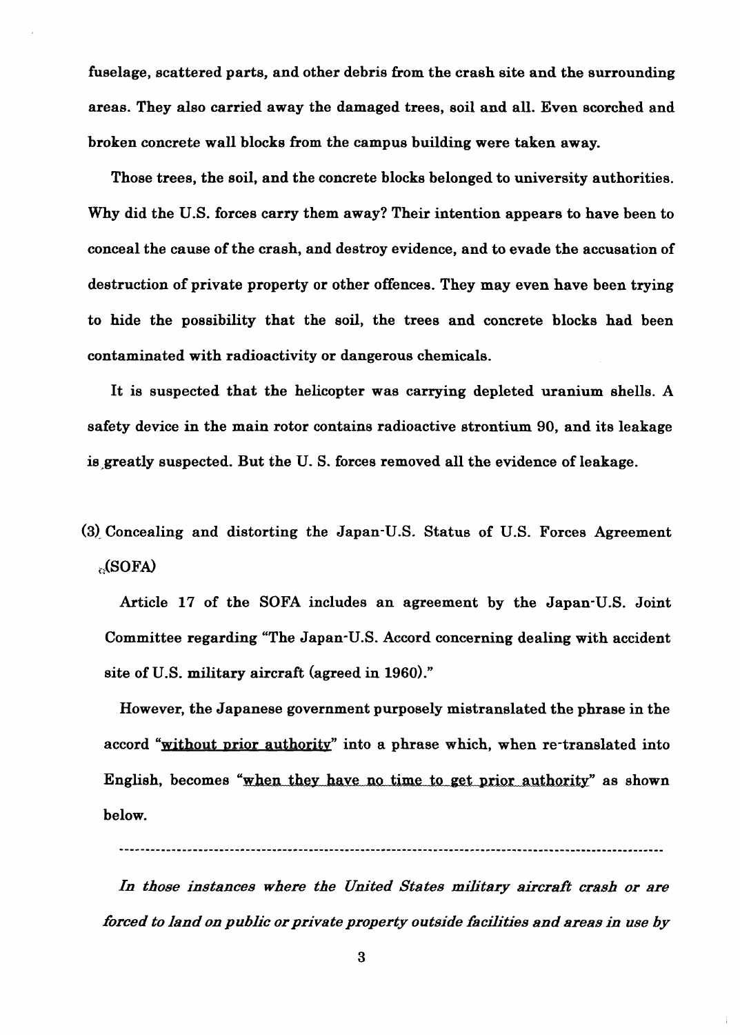fuselage, scattered parts, and other debris from the crash site and the surrounding areas. They also carried away the damaged trees, soil and all. Even scorched and broken concrete wall blocks from the campus building were taken away.

Those trees, the soil, and the concrete blocks belonged to university authorities. Why did the U.S. forces carry them away? Their intention appears to have been to conceal the cause of the crash, and destroy evidence, and to evade the accusation of destruction of private property or other offences. They may even have been trying to hide the possibility that the soil, the trees and concrete blocks had been contaminated with radioactivity or dangerous chemicals.

It is suspected that the helicopter was carrying depleted uranium shells. A safety device in the main rotor contains radioactive strontium 90, and its leakage is greatly suspected. But the U. S. forces removed all the evidence of leakage.

### (3) Concealing and distorting the Japan-U.S. Status of U.S. Forces Agreement (SOFA)

Article 17 of the SOFA includes an agreement by the Japan-U.S. Joint Committee regarding "The Japan-U.S. Accord concerning dealing with accident site of U.S. military aircraft (agreed in 1960)."

However, the Japanese government purposely mistranslated the phrase in the accord "without prior authority" into a phrase which, when re-translated into English, becomes "when they have no time to get prior authority" as shown below.

---

*In those instances where the United States military aircraft crash or are forced to land on public or private property outside facilities and areas in use by*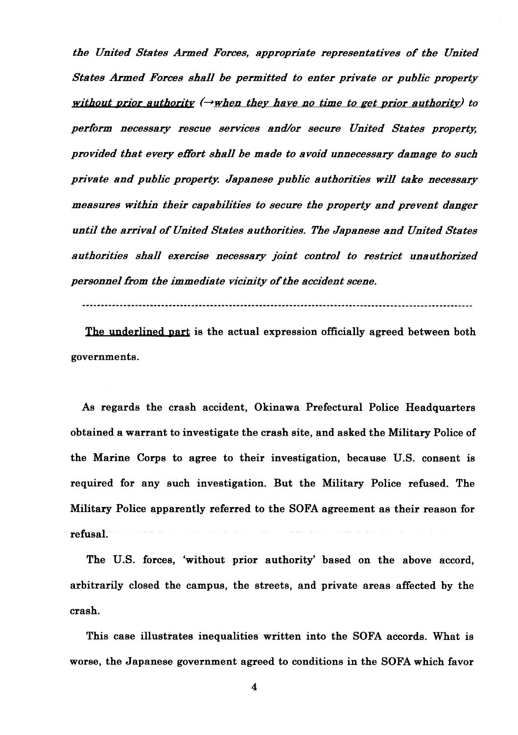*the United States Armed Forces, appropriate representatives of the United States Armed Forces shall be permitted to enter private or public property <u>without prior authority</u> (→<u>when they have no time to get prior authority</u>) to perform necessary rescue services and/or secure United States property, provided that every effort shall be made to avoid unnecessary damage to such private and public property. Japanese public authorities will take necessary measures within their capabilities to secure the property and prevent danger until the arrival of United States authorities. The Japanese and United States authorities shall exercise necessary joint control to restrict unauthorized personnel from the immediate vicinity of the accident scene.*

---

<u>The underlined part</u> is the actual expression officially agreed between both governments.

As regards the crash accident, Okinawa Prefectural Police Headquarters obtained a warrant to investigate the crash site, and asked the Military Police of the Marine Corps to agree to their investigation, because U.S. consent is required for any such investigation. But the Military Police refused. The Military Police apparently referred to the SOFA agreement as their reason for refusal.

The U.S. forces, 'without prior authority' based on the above accord, arbitrarily closed the campus, the streets, and private areas affected by the crash.

This case illustrates inequalities written into the SOFA accords. What is worse, the Japanese government agreed to conditions in the SOFA which favor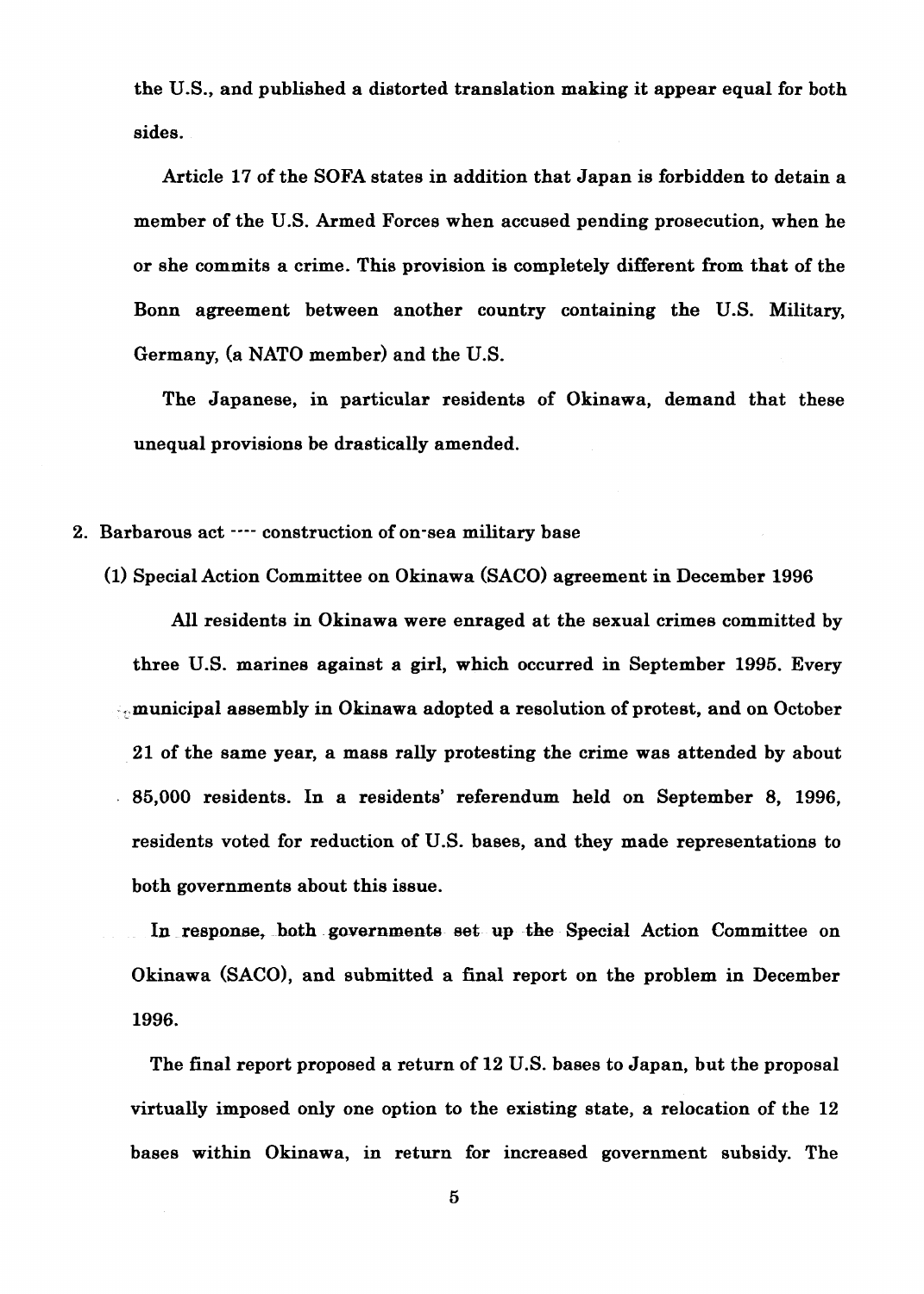the U.S., and published a distorted translation making it appear equal for both sides.

Article 17 of the SOFA states in addition that Japan is forbidden to detain a member of the U.S. Armed Forces when accused pending prosecution, when he or she commits a crime. This provision is completely different from that of the Bonn agreement between another country containing the U.S. Military, Germany, (a NATO member) and the U.S.

The Japanese, in particular residents of Okinawa, demand that these unequal provisions be drastically amended.

## 2. Barbarous act ---- construction of on-sea military base

### (1) Special Action Committee on Okinawa (SACO) agreement in December 1996

All residents in Okinawa were enraged at the sexual crimes committed by three U.S. marines against a girl, which occurred in September 1995. Every municipal assembly in Okinawa adopted a resolution of protest, and on October 21 of the same year, a mass rally protesting the crime was attended by about 85,000 residents. In a residents' referendum held on September 8, 1996, residents voted for reduction of U.S. bases, and they made representations to both governments about this issue.

In response, both governments set up the Special Action Committee on Okinawa (SACO), and submitted a final report on the problem in December 1996.

The final report proposed a return of 12 U.S. bases to Japan, but the proposal virtually imposed only one option to the existing state, a relocation of the 12 bases within Okinawa, in return for increased government subsidy. The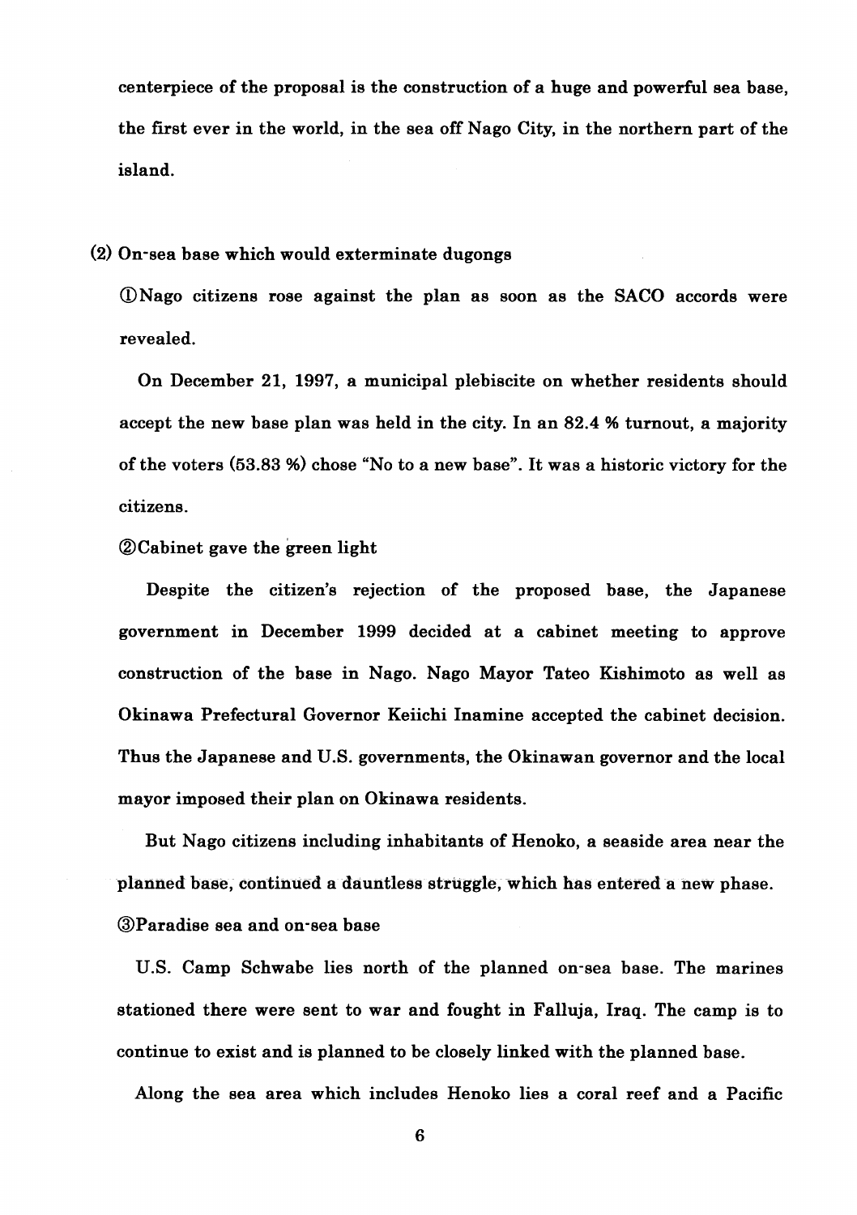centerpiece of the proposal is the construction of a huge and powerful sea base, the first ever in the world, in the sea off Nago City, in the northern part of the island.

**(2) On-sea base which would exterminate dugongs**

**①Nago citizens rose against the plan as soon as the SACO accords were revealed.**

On December 21, 1997, a municipal plebiscite on whether residents should accept the new base plan was held in the city. In an 82.4 % turnout, a majority of the voters (53.83 %) chose "No to a new base". It was a historic victory for the citizens.

**②Cabinet gave the green light**

Despite the citizen's rejection of the proposed base, the Japanese government in December 1999 decided at a cabinet meeting to approve construction of the base in Nago. Nago Mayor Tateo Kishimoto as well as Okinawa Prefectural Governor Keiichi Inamine accepted the cabinet decision. Thus the Japanese and U.S. governments, the Okinawan governor and the local mayor imposed their plan on Okinawa residents.

But Nago citizens including inhabitants of Henoko, a seaside area near the planned base, continued a dauntless struggle, which has entered a new phase.

**③Paradise sea and on-sea base**

U.S. Camp Schwabe lies north of the planned on-sea base. The marines stationed there were sent to war and fought in Falluja, Iraq. The camp is to continue to exist and is planned to be closely linked with the planned base.

Along the sea area which includes Henoko lies a coral reef and a Pacific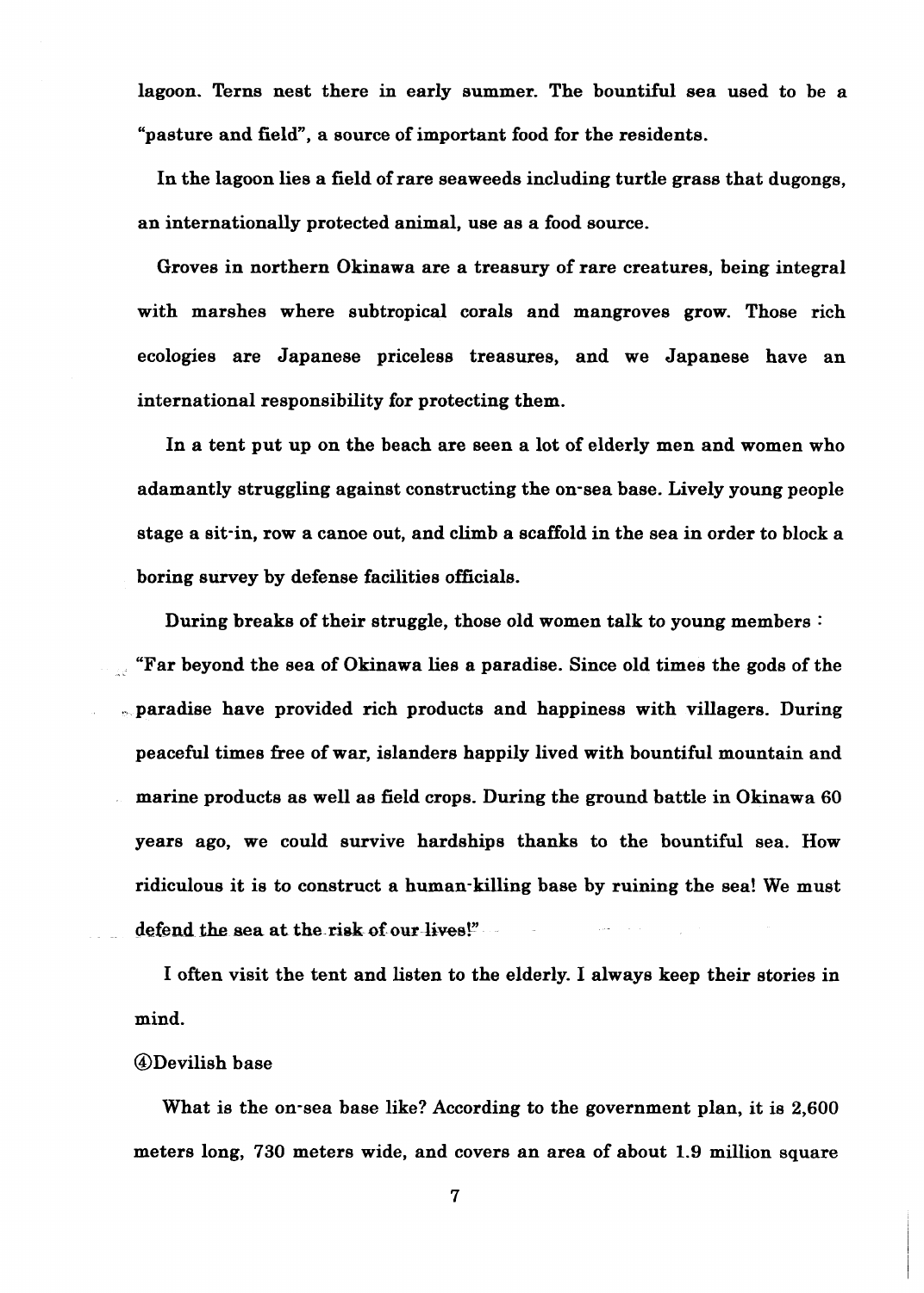lagoon. Terns nest there in early summer. The bountiful sea used to be a "pasture and field", a source of important food for the residents.

In the lagoon lies a field of rare seaweeds including turtle grass that dugongs, an internationally protected animal, use as a food source.

Groves in northern Okinawa are a treasury of rare creatures, being integral with marshes where subtropical corals and mangroves grow. Those rich ecologies are Japanese priceless treasures, and we Japanese have an international responsibility for protecting them.

In a tent put up on the beach are seen a lot of elderly men and women who adamantly struggling against constructing the on-sea base. Lively young people stage a sit-in, row a canoe out, and climb a scaffold in the sea in order to block a boring survey by defense facilities officials.

During breaks of their struggle, those old women talk to young members : "Far beyond the sea of Okinawa lies a paradise. Since old times the gods of the paradise have provided rich products and happiness with villagers. During peaceful times free of war, islanders happily lived with bountiful mountain and marine products as well as field crops. During the ground battle in Okinawa 60 years ago, we could survive hardships thanks to the bountiful sea. How ridiculous it is to construct a human-killing base by ruining the sea! We must defend the sea at the risk of our lives!"

I often visit the tent and listen to the elderly. I always keep their stories in mind.

④Devilish base

What is the on-sea base like? According to the government plan, it is 2,600 meters long, 730 meters wide, and covers an area of about 1.9 million square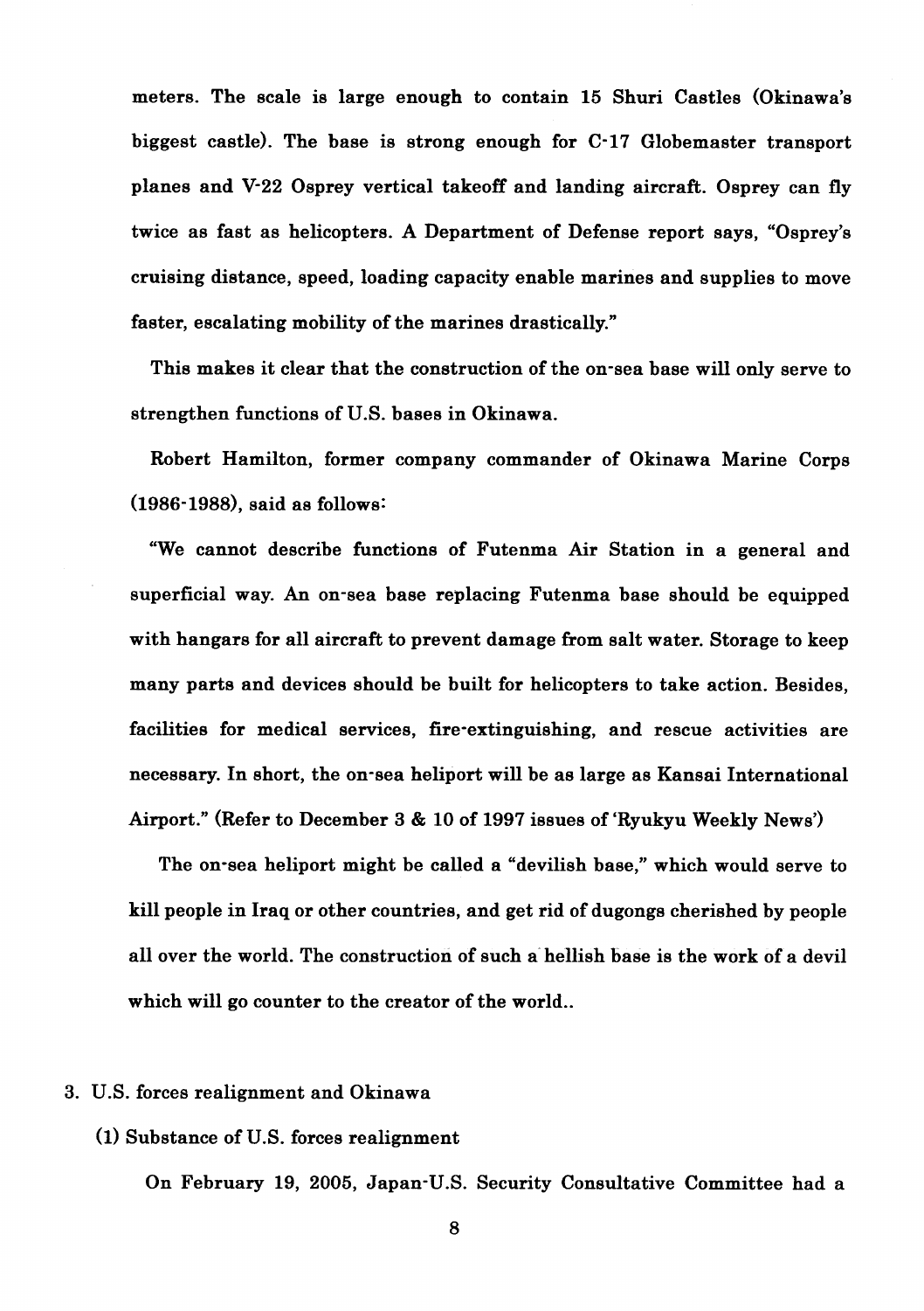meters. The scale is large enough to contain 15 Shuri Castles (Okinawa's biggest castle). The base is strong enough for C-17 Globemaster transport planes and V-22 Osprey vertical takeoff and landing aircraft. Osprey can fly twice as fast as helicopters. A Department of Defense report says, "Osprey's cruising distance, speed, loading capacity enable marines and supplies to move faster, escalating mobility of the marines drastically."

This makes it clear that the construction of the on-sea base will only serve to strengthen functions of U.S. bases in Okinawa.

Robert Hamilton, former company commander of Okinawa Marine Corps (1986-1988), said as follows:

"We cannot describe functions of Futenma Air Station in a general and superficial way. An on-sea base replacing Futenma base should be equipped with hangars for all aircraft to prevent damage from salt water. Storage to keep many parts and devices should be built for helicopters to take action. Besides, facilities for medical services, fire-extinguishing, and rescue activities are necessary. In short, the on-sea heliport will be as large as Kansai International Airport." (Refer to December 3 & 10 of 1997 issues of 'Ryukyu Weekly News')

The on-sea heliport might be called a "devilish base," which would serve to kill people in Iraq or other countries, and get rid of dugongs cherished by people all over the world. The construction of such a hellish base is the work of a devil which will go counter to the creator of the world..

## 3. U.S. forces realignment and Okinawa

### (1) Substance of U.S. forces realignment

On February 19, 2005, Japan-U.S. Security Consultative Committee had a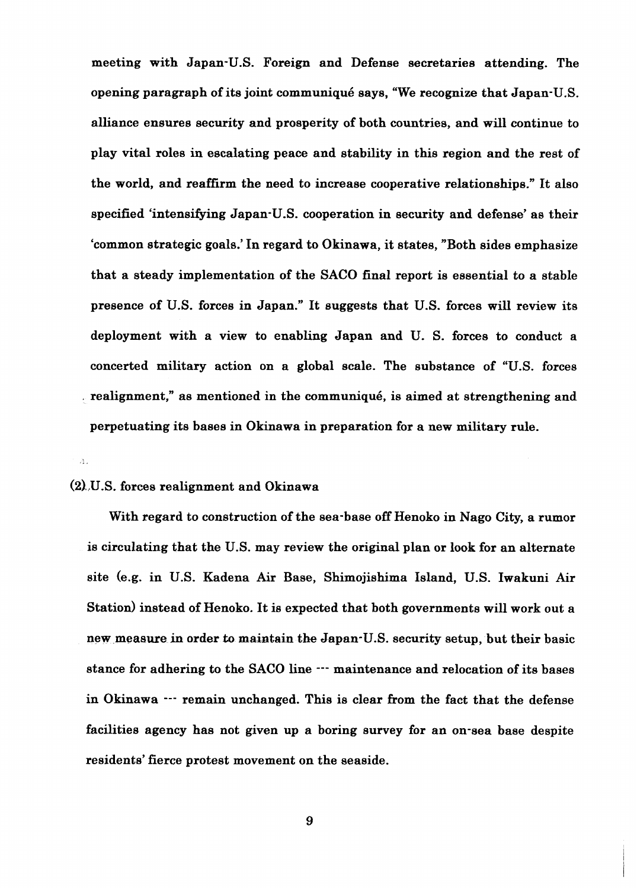**meeting with Japan-U.S. Foreign and Defense secretaries attending. The opening paragraph of its joint communiqué says, "We recognize that Japan-U.S. alliance ensures security and prosperity of both countries, and will continue to play vital roles in escalating peace and stability in this region and the rest of the world, and reaffirm the need to increase cooperative relationships." It also specified 'intensifying Japan-U.S. cooperation in security and defense' as their 'common strategic goals.' In regard to Okinawa, it states, "Both sides emphasize that a steady implementation of the SACO final report is essential to a stable presence of U.S. forces in Japan." It suggests that U.S. forces will review its deployment with a view to enabling Japan and U. S. forces to conduct a concerted military action on a global scale. The substance of "U.S. forces realignment," as mentioned in the communiqué, is aimed at strengthening and perpetuating its bases in Okinawa in preparation for a new military rule.**

### (2) U.S. forces realignment and Okinawa

**With regard to construction of the sea-base off Henoko in Nago City, a rumor is circulating that the U.S. may review the original plan or look for an alternate site (e.g. in U.S. Kadena Air Base, Shimojishima Island, U.S. Iwakuni Air Station) instead of Henoko. It is expected that both governments will work out a new measure in order to maintain the Japan-U.S. security setup, but their basic stance for adhering to the SACO line --- maintenance and relocation of its bases in Okinawa --- remain unchanged. This is clear from the fact that the defense facilities agency has not given up a boring survey for an on-sea base despite residents' fierce protest movement on the seaside.**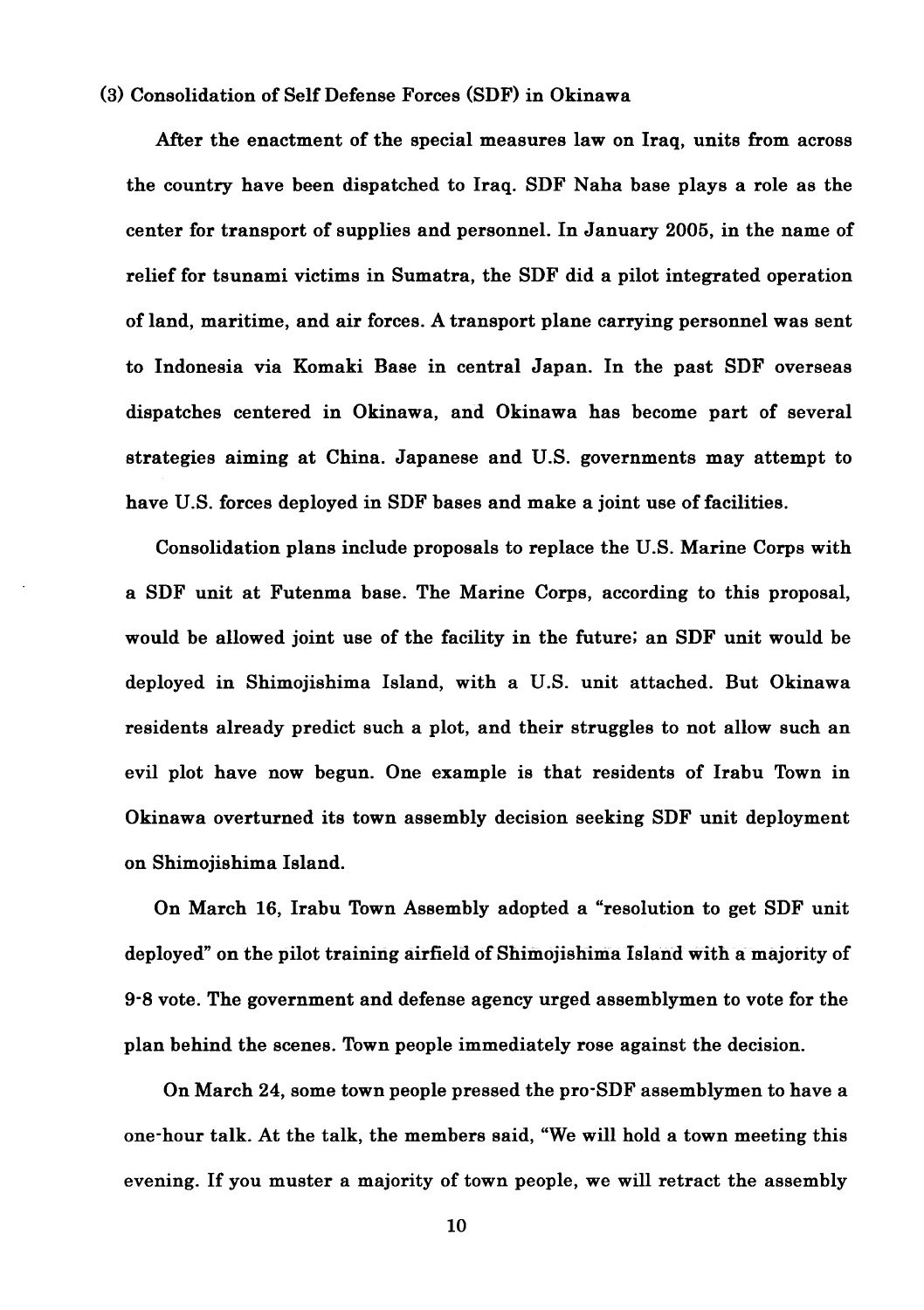### (3) Consolidation of Self Defense Forces (SDF) in Okinawa

After the enactment of the special measures law on Iraq, units from across the country have been dispatched to Iraq. SDF Naha base plays a role as the center for transport of supplies and personnel. In January 2005, in the name of relief for tsunami victims in Sumatra, the SDF did a pilot integrated operation of land, maritime, and air forces. A transport plane carrying personnel was sent to Indonesia via Komaki Base in central Japan. In the past SDF overseas dispatches centered in Okinawa, and Okinawa has become part of several strategies aiming at China. Japanese and U.S. governments may attempt to have U.S. forces deployed in SDF bases and make a joint use of facilities.

Consolidation plans include proposals to replace the U.S. Marine Corps with a SDF unit at Futenma base. The Marine Corps, according to this proposal, would be allowed joint use of the facility in the future; an SDF unit would be deployed in Shimojishima Island, with a U.S. unit attached. But Okinawa residents already predict such a plot, and their struggles to not allow such an evil plot have now begun. One example is that residents of Irabu Town in Okinawa overturned its town assembly decision seeking SDF unit deployment on Shimojishima Island.

On March 16, Irabu Town Assembly adopted a "resolution to get SDF unit deployed" on the pilot training airfield of Shimojishima Island with a majority of 9-8 vote. The government and defense agency urged assemblymen to vote for the plan behind the scenes. Town people immediately rose against the decision.

On March 24, some town people pressed the pro-SDF assemblymen to have a one-hour talk. At the talk, the members said, "We will hold a town meeting this evening. If you muster a majority of town people, we will retract the assembly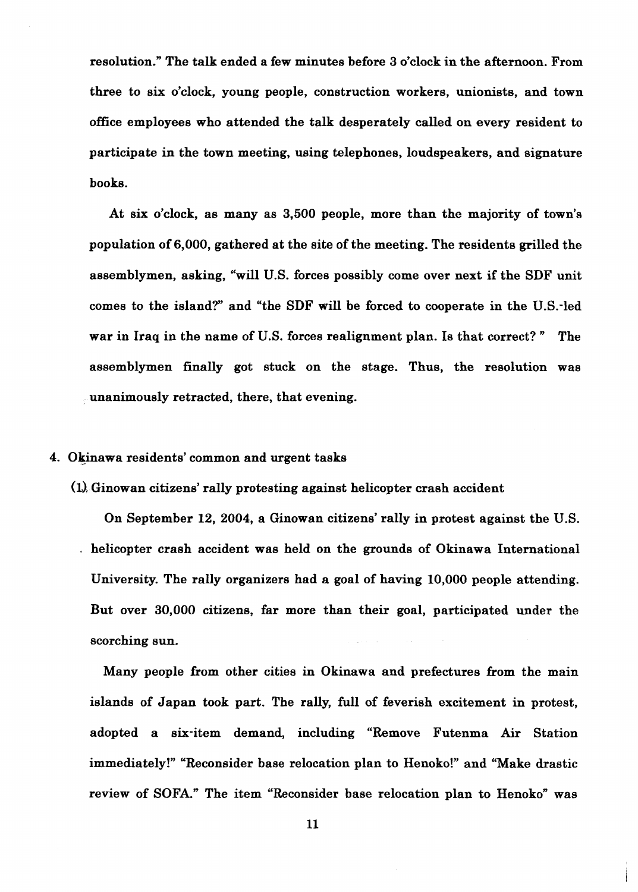resolution." The talk ended a few minutes before 3 o'clock in the afternoon. From three to six o'clock, young people, construction workers, unionists, and town office employees who attended the talk desperately called on every resident to participate in the town meeting, using telephones, loudspeakers, and signature books.

At six o'clock, as many as 3,500 people, more than the majority of town's population of 6,000, gathered at the site of the meeting. The residents grilled the assemblymen, asking, "will U.S. forces possibly come over next if the SDF unit comes to the island?" and "the SDF will be forced to cooperate in the U.S.-led war in Iraq in the name of U.S. forces realignment plan. Is that correct? " The assemblymen finally got stuck on the stage. Thus, the resolution was unanimously retracted, there, that evening.

## 4. Okinawa residents' common and urgent tasks

### (1) Ginowan citizens' rally protesting against helicopter crash accident

On September 12, 2004, a Ginowan citizens' rally in protest against the U.S. helicopter crash accident was held on the grounds of Okinawa International University. The rally organizers had a goal of having 10,000 people attending. But over 30,000 citizens, far more than their goal, participated under the scorching sun.

Many people from other cities in Okinawa and prefectures from the main islands of Japan took part. The rally, full of feverish excitement in protest, adopted a six-item demand, including "Remove Futenma Air Station immediately!" "Reconsider base relocation plan to Henoko!" and "Make drastic review of SOFA." The item "Reconsider base relocation plan to Henoko" was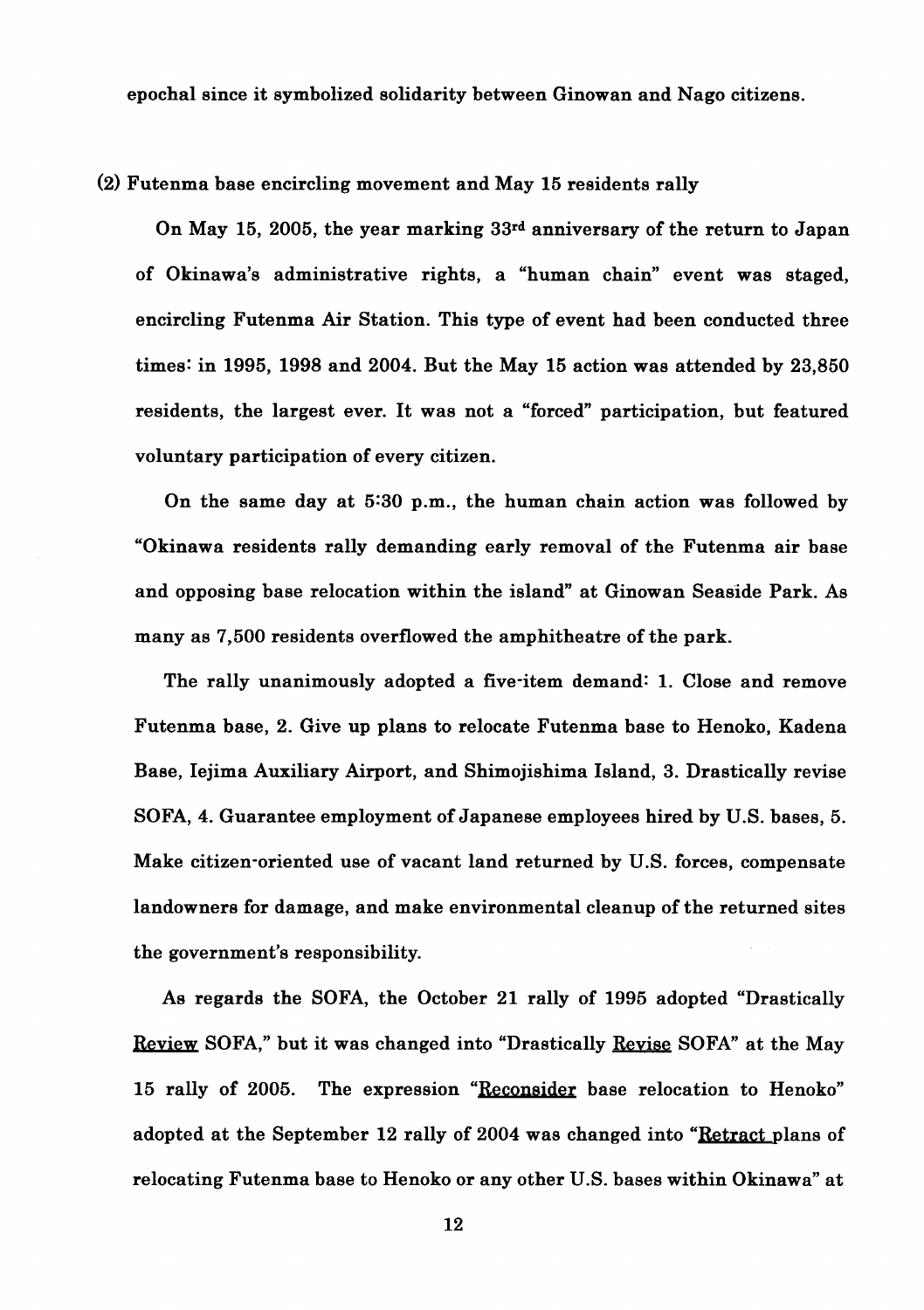epochal since it symbolized solidarity between Ginowan and Nago citizens.

(2) Futenma base encircling movement and May 15 residents rally

On May 15, 2005, the year marking 33rd anniversary of the return to Japan of Okinawa's administrative rights, a "human chain" event was staged, encircling Futenma Air Station. This type of event had been conducted three times: in 1995, 1998 and 2004. But the May 15 action was attended by 23,850 residents, the largest ever. It was not a "forced" participation, but featured voluntary participation of every citizen.

On the same day at 5:30 p.m., the human chain action was followed by "Okinawa residents rally demanding early removal of the Futenma air base and opposing base relocation within the island" at Ginowan Seaside Park. As many as 7,500 residents overflowed the amphitheatre of the park.

The rally unanimously adopted a five-item demand: 1. Close and remove Futenma base, 2. Give up plans to relocate Futenma base to Henoko, Kadena Base, Iejima Auxiliary Airport, and Shimojishima Island, 3. Drastically revise SOFA, 4. Guarantee employment of Japanese employees hired by U.S. bases, 5. Make citizen-oriented use of vacant land returned by U.S. forces, compensate landowners for damage, and make environmental cleanup of the returned sites the government's responsibility.

As regards the SOFA, the October 21 rally of 1995 adopted "Drastically <u>Review</u> SOFA," but it was changed into "Drastically <u>Revise</u> SOFA" at the May 15 rally of 2005. The expression "<u>Reconsider</u> base relocation to Henoko" adopted at the September 12 rally of 2004 was changed into "<u>Retract</u> plans of relocating Futenma base to Henoko or any other U.S. bases within Okinawa" at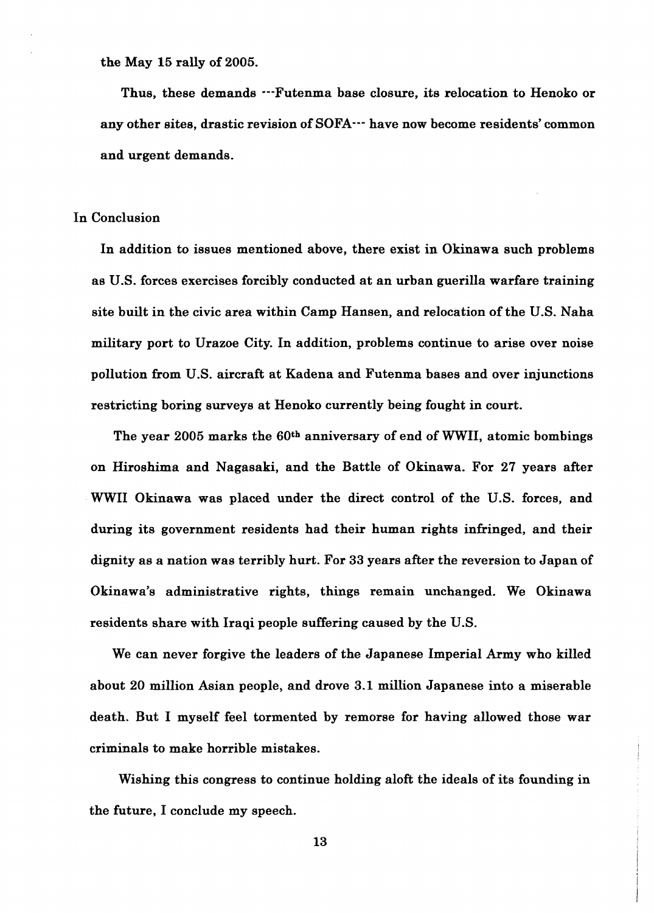the May 15 rally of 2005.

Thus, these demands ---Futenma base closure, its relocation to Henoko or any other sites, drastic revision of SOFA--- have now become residents' common and urgent demands.

## In Conclusion

In addition to issues mentioned above, there exist in Okinawa such problems as U.S. forces exercises forcibly conducted at an urban guerilla warfare training site built in the civic area within Camp Hansen, and relocation of the U.S. Naha military port to Urazoe City. In addition, problems continue to arise over noise pollution from U.S. aircraft at Kadena and Futenma bases and over injunctions restricting boring surveys at Henoko currently being fought in court.

The year 2005 marks the 60th anniversary of end of WWII, atomic bombings on Hiroshima and Nagasaki, and the Battle of Okinawa. For 27 years after WWII Okinawa was placed under the direct control of the U.S. forces, and during its government residents had their human rights infringed, and their dignity as a nation was terribly hurt. For 33 years after the reversion to Japan of Okinawa's administrative rights, things remain unchanged. We Okinawa residents share with Iraqi people suffering caused by the U.S.

We can never forgive the leaders of the Japanese Imperial Army who killed about 20 million Asian people, and drove 3.1 million Japanese into a miserable death. But I myself feel tormented by remorse for having allowed those war criminals to make horrible mistakes.

Wishing this congress to continue holding aloft the ideals of its founding in the future, I conclude my speech.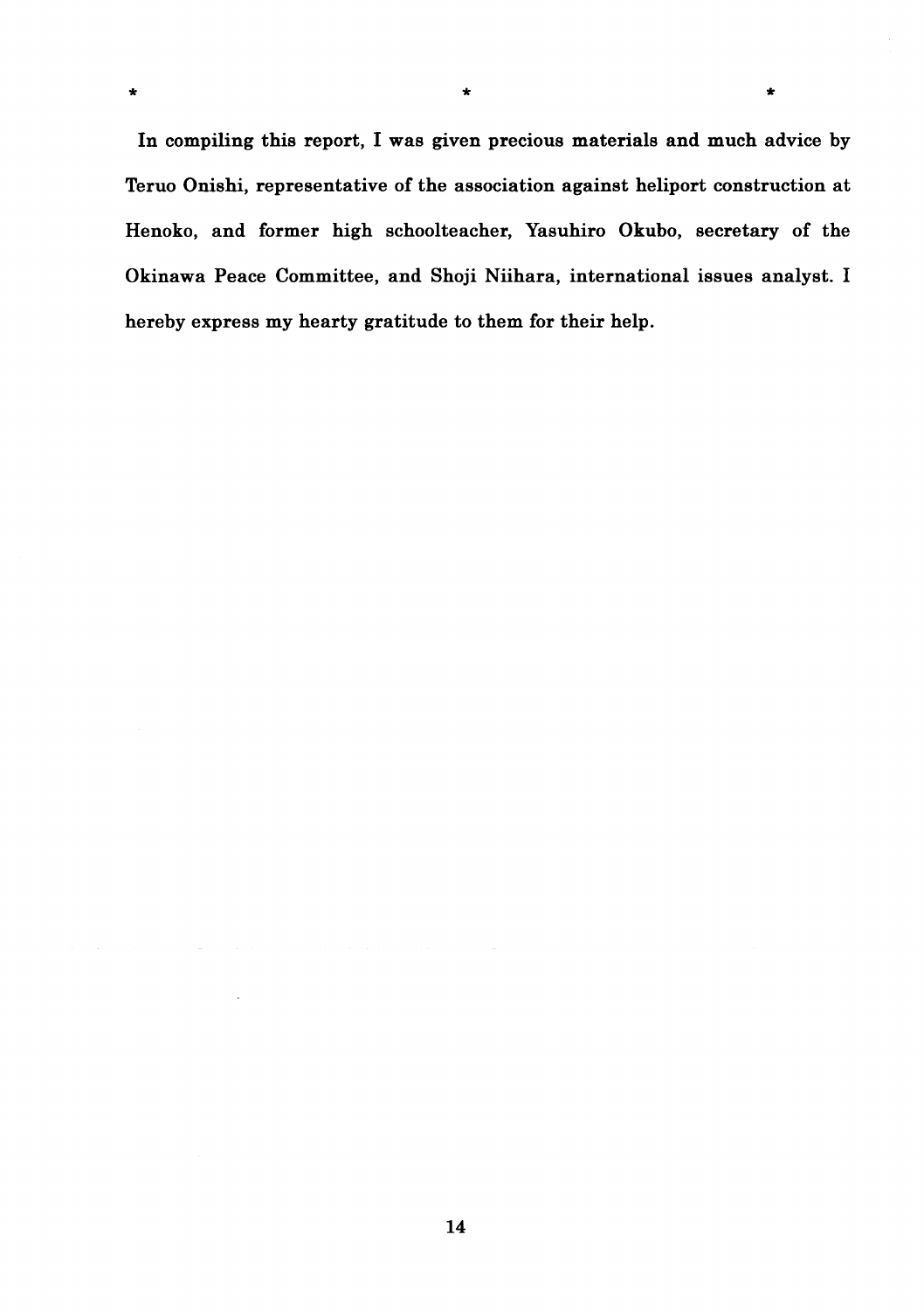\*                                        \*                                        \*

In compiling this report, I was given precious materials and much advice by Teruo Onishi, representative of the association against heliport construction at Henoko, and former high schoolteacher, Yasuhiro Okubo, secretary of the Okinawa Peace Committee, and Shoji Niihara, international issues analyst. I hereby express my hearty gratitude to them for their help.